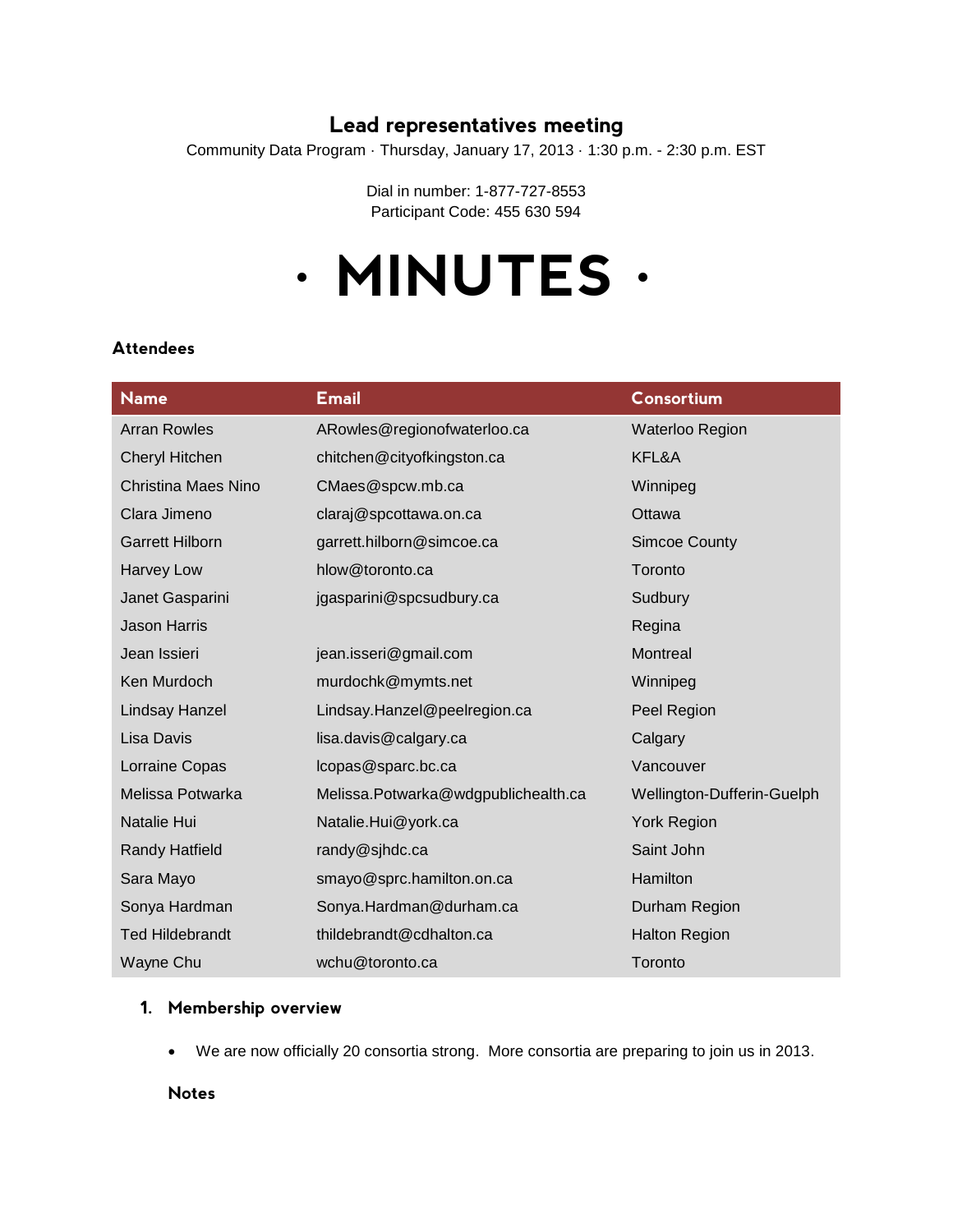# Lead representatives meeting

Community Data Program · Thursday, January 17, 2013 · 1:30 p.m. - 2:30 p.m. EST

Dial in number: 1-877-727-8553
Participant Code: 455 630 594

# · MINUTES ·

### Attendees

| Name | Email | Consortium |
| --- | --- | --- |
| Arran Rowles | ARowles@regionofwaterloo.ca | Waterloo Region |
| Cheryl Hitchen | chitchen@cityofkingston.ca | KFL&A |
| Christina Maes Nino | CMaes@spcw.mb.ca | Winnipeg |
| Clara Jimeno | claraj@spcottawa.on.ca | Ottawa |
| Garrett Hilborn | garrett.hilborn@simcoe.ca | Simcoe County |
| Harvey Low | hlow@toronto.ca | Toronto |
| Janet Gasparini | jgasparini@spcsudbury.ca | Sudbury |
| Jason Harris | | Regina |
| Jean Issieri | jean.isseri@gmail.com | Montreal |
| Ken Murdoch | murdochk@mymts.net | Winnipeg |
| Lindsay Hanzel | Lindsay.Hanzel@peelregion.ca | Peel Region |
| Lisa Davis | lisa.davis@calgary.ca | Calgary |
| Lorraine Copas | lcopas@sparc.bc.ca | Vancouver |
| Melissa Potwarka | Melissa.Potwarka@wdgpublichealth.ca | Wellington-Dufferin-Guelph |
| Natalie Hui | Natalie.Hui@york.ca | York Region |
| Randy Hatfield | randy@sjhdc.ca | Saint John |
| Sara Mayo | smayo@sprc.hamilton.on.ca | Hamilton |
| Sonya Hardman | Sonya.Hardman@durham.ca | Durham Region |
| Ted Hildebrandt | thildebrandt@cdhalton.ca | Halton Region |
| Wayne Chu | wchu@toronto.ca | Toronto |

### 1. Membership overview

- We are now officially 20 consortia strong. More consortia are preparing to join us in 2013.

#### Notes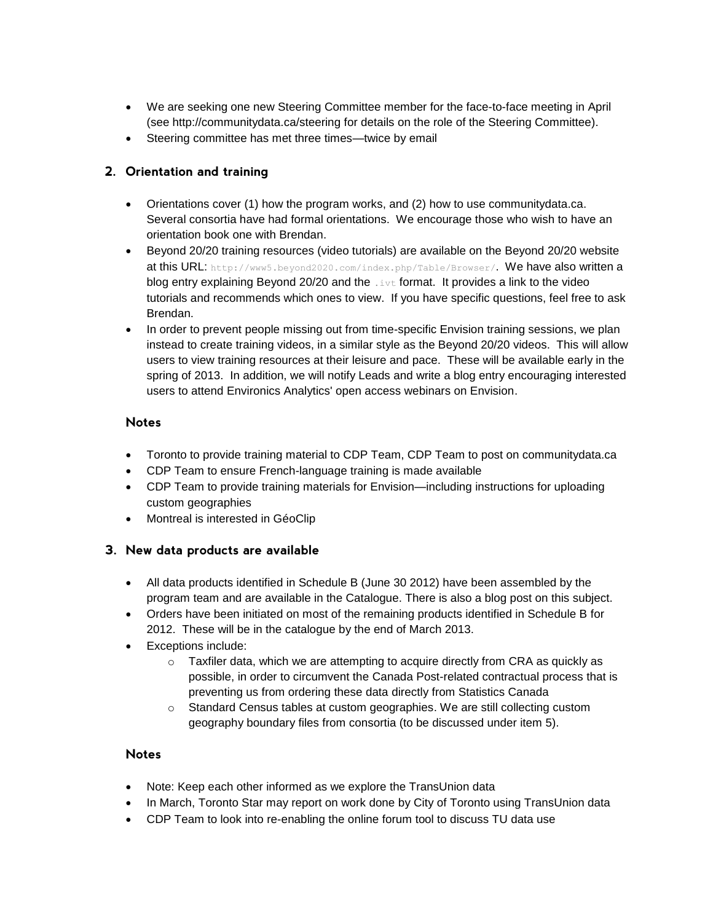- We are seeking one new Steering Committee member for the face-to-face meeting in April (see http://communitydata.ca/steering for details on the role of the Steering Committee).
- Steering committee has met three times—twice by email

## 2. Orientation and training

- Orientations cover (1) how the program works, and (2) how to use communitydata.ca. Several consortia have had formal orientations. We encourage those who wish to have an orientation book one with Brendan.
- Beyond 20/20 training resources (video tutorials) are available on the Beyond 20/20 website at this URL: `http://www5.beyond2020.com/index.php/Table/Browser/`. We have also written a blog entry explaining Beyond 20/20 and the `.ivt` format. It provides a link to the video tutorials and recommends which ones to view. If you have specific questions, feel free to ask Brendan.
- In order to prevent people missing out from time-specific Envision training sessions, we plan instead to create training videos, in a similar style as the Beyond 20/20 videos. This will allow users to view training resources at their leisure and pace. These will be available early in the spring of 2013. In addition, we will notify Leads and write a blog entry encouraging interested users to attend Environics Analytics' open access webinars on Envision.

### Notes

- Toronto to provide training material to CDP Team, CDP Team to post on communitydata.ca
- CDP Team to ensure French-language training is made available
- CDP Team to provide training materials for Envision—including instructions for uploading custom geographies
- Montreal is interested in GéoClip

## 3. New data products are available

- All data products identified in Schedule B (June 30 2012) have been assembled by the program team and are available in the Catalogue. There is also a blog post on this subject.
- Orders have been initiated on most of the remaining products identified in Schedule B for 2012. These will be in the catalogue by the end of March 2013.
- Exceptions include:
  - Taxfiler data, which we are attempting to acquire directly from CRA as quickly as possible, in order to circumvent the Canada Post-related contractual process that is preventing us from ordering these data directly from Statistics Canada
  - Standard Census tables at custom geographies. We are still collecting custom geography boundary files from consortia (to be discussed under item 5).

### Notes

- Note: Keep each other informed as we explore the TransUnion data
- In March, Toronto Star may report on work done by City of Toronto using TransUnion data
- CDP Team to look into re-enabling the online forum tool to discuss TU data use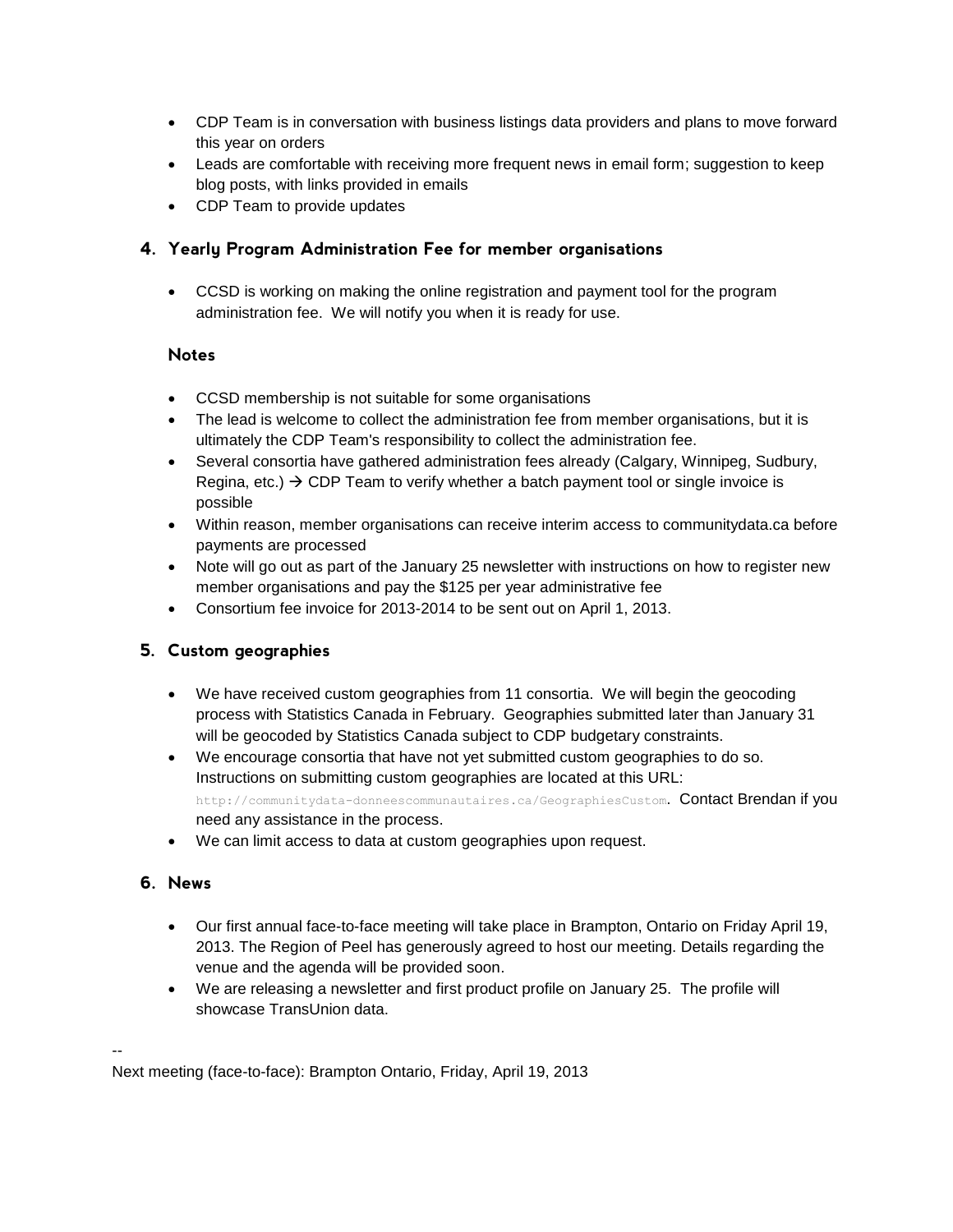- CDP Team is in conversation with business listings data providers and plans to move forward this year on orders
- Leads are comfortable with receiving more frequent news in email form; suggestion to keep blog posts, with links provided in emails
- CDP Team to provide updates

## 4. Yearly Program Administration Fee for member organisations

- CCSD is working on making the online registration and payment tool for the program administration fee. We will notify you when it is ready for use.

### Notes

- CCSD membership is not suitable for some organisations
- The lead is welcome to collect the administration fee from member organisations, but it is ultimately the CDP Team's responsibility to collect the administration fee.
- Several consortia have gathered administration fees already (Calgary, Winnipeg, Sudbury, Regina, etc.) → CDP Team to verify whether a batch payment tool or single invoice is possible
- Within reason, member organisations can receive interim access to communitydata.ca before payments are processed
- Note will go out as part of the January 25 newsletter with instructions on how to register new member organisations and pay the $125 per year administrative fee
- Consortium fee invoice for 2013-2014 to be sent out on April 1, 2013.

## 5. Custom geographies

- We have received custom geographies from 11 consortia. We will begin the geocoding process with Statistics Canada in February. Geographies submitted later than January 31 will be geocoded by Statistics Canada subject to CDP budgetary constraints.
- We encourage consortia that have not yet submitted custom geographies to do so. Instructions on submitting custom geographies are located at this URL: http://communitydata-donneescommunautaires.ca/GeographiesCustom. Contact Brendan if you need any assistance in the process.
- We can limit access to data at custom geographies upon request.

## 6. News

- Our first annual face-to-face meeting will take place in Brampton, Ontario on Friday April 19, 2013. The Region of Peel has generously agreed to host our meeting. Details regarding the venue and the agenda will be provided soon.
- We are releasing a newsletter and first product profile on January 25. The profile will showcase TransUnion data.

--

Next meeting (face-to-face): Brampton Ontario, Friday, April 19, 2013